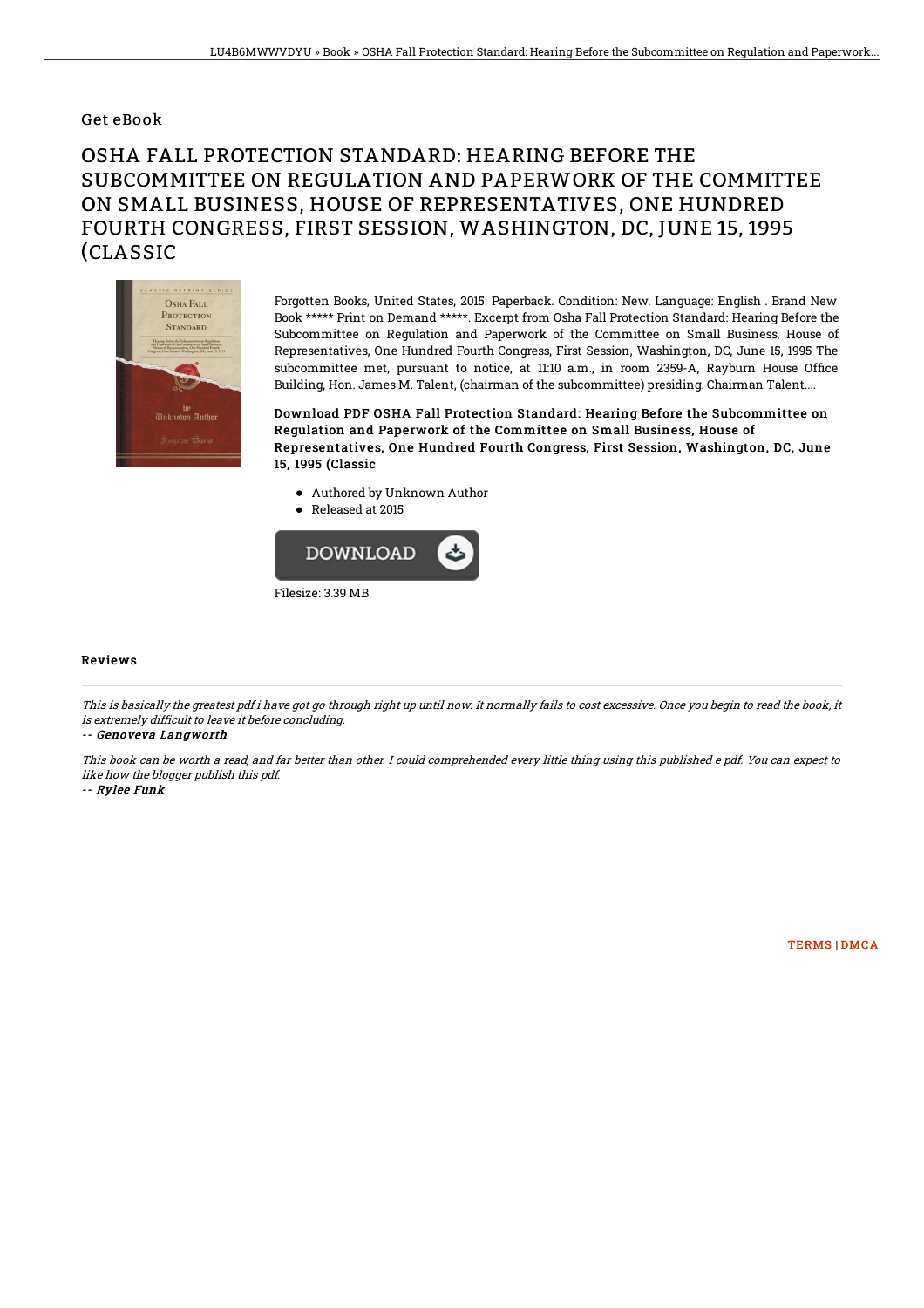Get eBook

# OSHA FALL PROTECTION STANDARD: HEARING BEFORE THE SUBCOMMITTEE ON REGULATION AND PAPERWORK OF THE COMMITTEE ON SMALL BUSINESS, HOUSE OF REPRESENTATIVES, ONE HUNDRED FOURTH CONGRESS, FIRST SESSION, WASHINGTON, DC, JUNE 15, 1995 (CLASSIC

Forgotten Books, United States, 2015. Paperback. Condition: New. Language: English . Brand New Book ***** Print on Demand *****. Excerpt from Osha Fall Protection Standard: Hearing Before the Subcommittee on Regulation and Paperwork of the Committee on Small Business, House of Representatives, One Hundred Fourth Congress, First Session, Washington, DC, June 15, 1995 The subcommittee met, pursuant to notice, at 11:10 a.m., in room 2359-A, Rayburn House Office Building, Hon. James M. Talent, (chairman of the subcommittee) presiding. Chairman Talent....

**Download PDF OSHA Fall Protection Standard: Hearing Before the Subcommittee on Regulation and Paperwork of the Committee on Small Business, House of Representatives, One Hundred Fourth Congress, First Session, Washington, DC, June 15, 1995 (Classic**

- Authored by Unknown Author
- Released at 2015

DOWNLOAD

Filesize: 3.39 MB

## Reviews

*This is basically the greatest pdf i have got go through right up until now. It normally fails to cost excessive. Once you begin to read the book, it is extremely difficult to leave it before concluding.*

-- *Genoveva Langworth*

*This book can be worth a read, and far better than other. I could comprehended every little thing using this published e pdf. You can expect to like how the blogger publish this pdf.*

-- *Rylee Funk*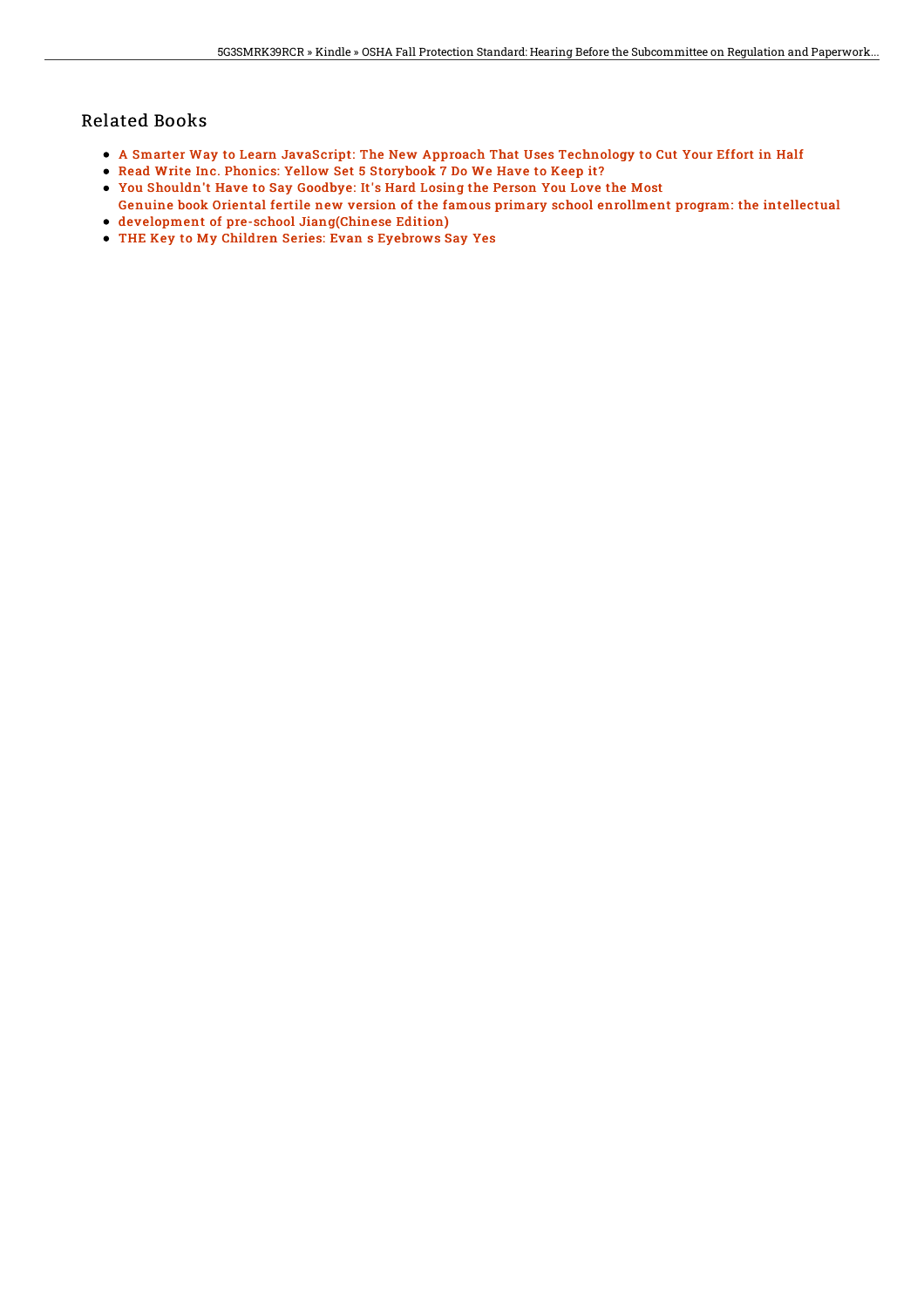## Related Books

- A Smarter Way to Learn JavaScript: The New Approach That Uses Technology to Cut Your Effort in Half
- Read Write Inc. Phonics: Yellow Set 5 Storybook 7 Do We Have to Keep it?
- You Shouldn't Have to Say Goodbye: It's Hard Losing the Person You Love the Most
- Genuine book Oriental fertile new version of the famous primary school enrollment program: the intellectual development of pre-school Jiang(Chinese Edition)
- THE Key to My Children Series: Evan s Eyebrows Say Yes